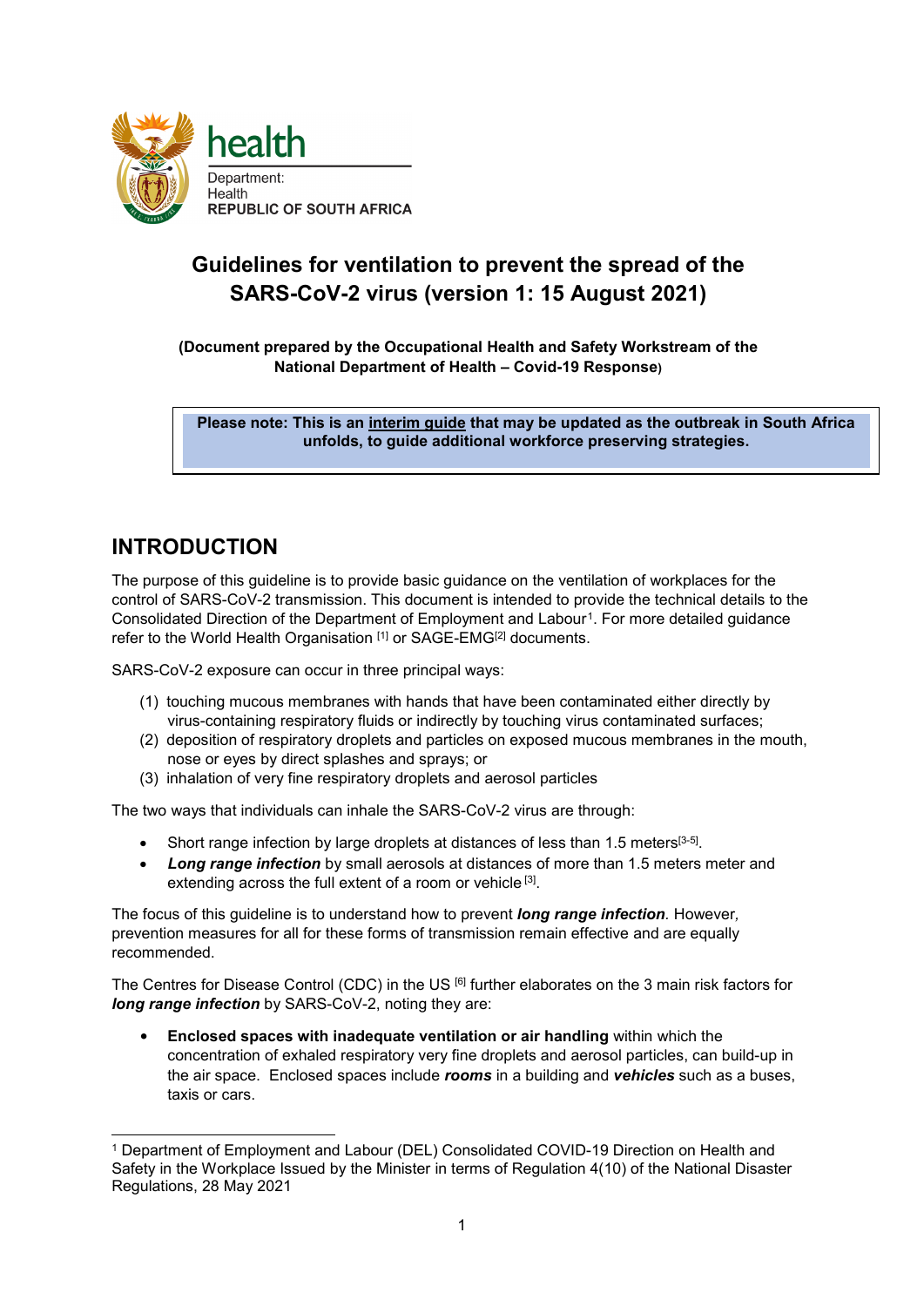health

Department:
Health
REPUBLIC OF SOUTH AFRICA

# Guidelines for ventilation to prevent the spread of the SARS-CoV-2 virus (version 1: 15 August 2021)

**(Document prepared by the Occupational Health and Safety Workstream of the National Department of Health – Covid-19 Response)**

> **Please note: This is an <u>interim guide</u> that may be updated as the outbreak in South Africa unfolds, to guide additional workforce preserving strategies.**

## INTRODUCTION

The purpose of this guideline is to provide basic guidance on the ventilation of workplaces for the control of SARS-CoV-2 transmission. This document is intended to provide the technical details to the Consolidated Direction of the Department of Employment and Labour[1]. For more detailed guidance refer to the World Health Organisation [1] or SAGE-EMG[2] documents.

SARS-CoV-2 exposure can occur in three principal ways:

(1) touching mucous membranes with hands that have been contaminated either directly by virus-containing respiratory fluids or indirectly by touching virus contaminated surfaces;
(2) deposition of respiratory droplets and particles on exposed mucous membranes in the mouth, nose or eyes by direct splashes and sprays; or
(3) inhalation of very fine respiratory droplets and aerosol particles

The two ways that individuals can inhale the SARS-CoV-2 virus are through:

- Short range infection by large droplets at distances of less than 1.5 meters[3-5].
- ***Long range infection*** by small aerosols at distances of more than 1.5 meters meter and extending across the full extent of a room or vehicle [3].

The focus of this guideline is to understand how to prevent ***long range infection****.* However*,* prevention measures for all for these forms of transmission remain effective and are equally recommended.

The Centres for Disease Control (CDC) in the US [6] further elaborates on the 3 main risk factors for ***long range infection*** by SARS-CoV-2, noting they are:

- **Enclosed spaces with inadequate ventilation or air handling** within which the concentration of exhaled respiratory very fine droplets and aerosol particles, can build-up in the air space. Enclosed spaces include ***rooms*** in a building and ***vehicles*** such as a buses, taxis or cars.

---

[1] Department of Employment and Labour (DEL) Consolidated COVID-19 Direction on Health and Safety in the Workplace Issued by the Minister in terms of Regulation 4(10) of the National Disaster Regulations, 28 May 2021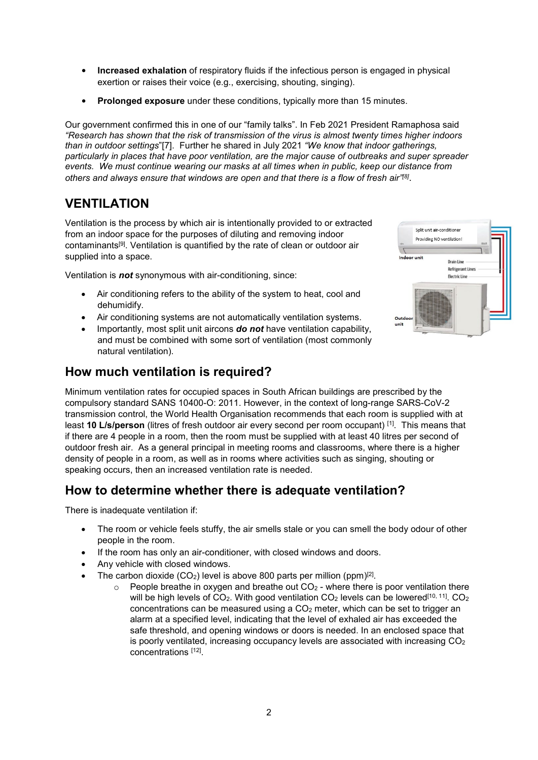- **Increased exhalation** of respiratory fluids if the infectious person is engaged in physical exertion or raises their voice (e.g., exercising, shouting, singing).
- **Prolonged exposure** under these conditions, typically more than 15 minutes.

Our government confirmed this in one of our "family talks". In Feb 2021 President Ramaphosa said *"Research has shown that the risk of transmission of the virus is almost twenty times higher indoors than in outdoor settings*"[7]. Further he shared in July 2021 *"We know that indoor gatherings, particularly in places that have poor ventilation, are the major cause of outbreaks and super spreader events. We must continue wearing our masks at all times when in public, keep our distance from others and always ensure that windows are open and that there is a flow of fresh air"*[8].

## VENTILATION

Ventilation is the process by which air is intentionally provided to or extracted from an indoor space for the purposes of diluting and removing indoor contaminants[9]. Ventilation is quantified by the rate of clean or outdoor air supplied into a space.

Ventilation is ***not*** synonymous with air-conditioning, since:

- Air conditioning refers to the ability of the system to heat, cool and dehumidify.
- Air conditioning systems are not automatically ventilation systems.
- Importantly, most split unit aircons ***do not*** have ventilation capability, and must be combined with some sort of ventilation (most commonly natural ventilation).

## How much ventilation is required?

Minimum ventilation rates for occupied spaces in South African buildings are prescribed by the compulsory standard SANS 10400-O: 2011. However, in the context of long-range SARS-CoV-2 transmission control, the World Health Organisation recommends that each room is supplied with at least **10 L/s/person** (litres of fresh outdoor air every second per room occupant) [1]. This means that if there are 4 people in a room, then the room must be supplied with at least 40 litres per second of outdoor fresh air. As a general principal in meeting rooms and classrooms, where there is a higher density of people in a room, as well as in rooms where activities such as singing, shouting or speaking occurs, then an increased ventilation rate is needed.

## How to determine whether there is adequate ventilation?

There is inadequate ventilation if:

- The room or vehicle feels stuffy, the air smells stale or you can smell the body odour of other people in the room.
- If the room has only an air-conditioner, with closed windows and doors.
- Any vehicle with closed windows.
- The carbon dioxide ($CO_2$) level is above 800 parts per million (ppm)[2].
  - People breathe in oxygen and breathe out $CO_2$ - where there is poor ventilation there will be high levels of $CO_2$. With good ventilation $CO_2$ levels can be lowered[10, 11]. $CO_2$ concentrations can be measured using a $CO_2$ meter, which can be set to trigger an alarm at a specified level, indicating that the level of exhaled air has exceeded the safe threshold, and opening windows or doors is needed. In an enclosed space that is poorly ventilated, increasing occupancy levels are associated with increasing $CO_2$ concentrations [12].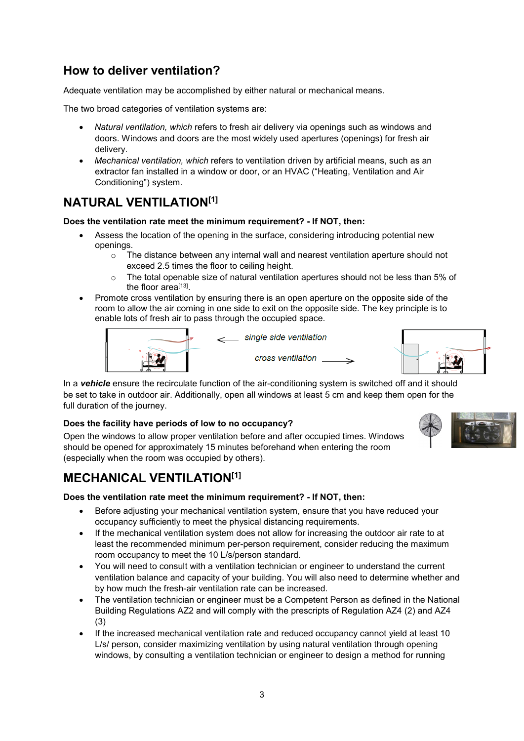## How to deliver ventilation?

Adequate ventilation may be accomplished by either natural or mechanical means.

The two broad categories of ventilation systems are:

- *Natural ventilation, which* refers to fresh air delivery via openings such as windows and doors. Windows and doors are the most widely used apertures (openings) for fresh air delivery.
- *Mechanical ventilation, which* refers to ventilation driven by artificial means, such as an extractor fan installed in a window or door, or an HVAC ("Heating, Ventilation and Air Conditioning") system.

## NATURAL VENTILATION[1]

**Does the ventilation rate meet the minimum requirement? - If NOT, then:**

- Assess the location of the opening in the surface, considering introducing potential new openings.
  - The distance between any internal wall and nearest ventilation aperture should not exceed 2.5 times the floor to ceiling height.
  - The total openable size of natural ventilation apertures should not be less than 5% of the floor area[13].
- Promote cross ventilation by ensuring there is an open aperture on the opposite side of the room to allow the air coming in one side to exit on the opposite side. The key principle is to enable lots of fresh air to pass through the occupied space.

*single side ventilation*

*cross ventilation*

In a ***vehicle*** ensure the recirculate function of the air-conditioning system is switched off and it should be set to take in outdoor air. Additionally, open all windows at least 5 cm and keep them open for the full duration of the journey.

**Does the facility have periods of low to no occupancy?**

Open the windows to allow proper ventilation before and after occupied times. Windows should be opened for approximately 15 minutes beforehand when entering the room (especially when the room was occupied by others).

## MECHANICAL VENTILATION[1]

**Does the ventilation rate meet the minimum requirement? - If NOT, then:**

- Before adjusting your mechanical ventilation system, ensure that you have reduced your occupancy sufficiently to meet the physical distancing requirements.
- If the mechanical ventilation system does not allow for increasing the outdoor air rate to at least the recommended minimum per-person requirement, consider reducing the maximum room occupancy to meet the 10 L/s/person standard.
- You will need to consult with a ventilation technician or engineer to understand the current ventilation balance and capacity of your building. You will also need to determine whether and by how much the fresh-air ventilation rate can be increased.
- The ventilation technician or engineer must be a Competent Person as defined in the National Building Regulations AZ2 and will comply with the prescripts of Regulation AZ4 (2) and AZ4 (3)
- If the increased mechanical ventilation rate and reduced occupancy cannot yield at least 10 L/s/ person, consider maximizing ventilation by using natural ventilation through opening windows, by consulting a ventilation technician or engineer to design a method for running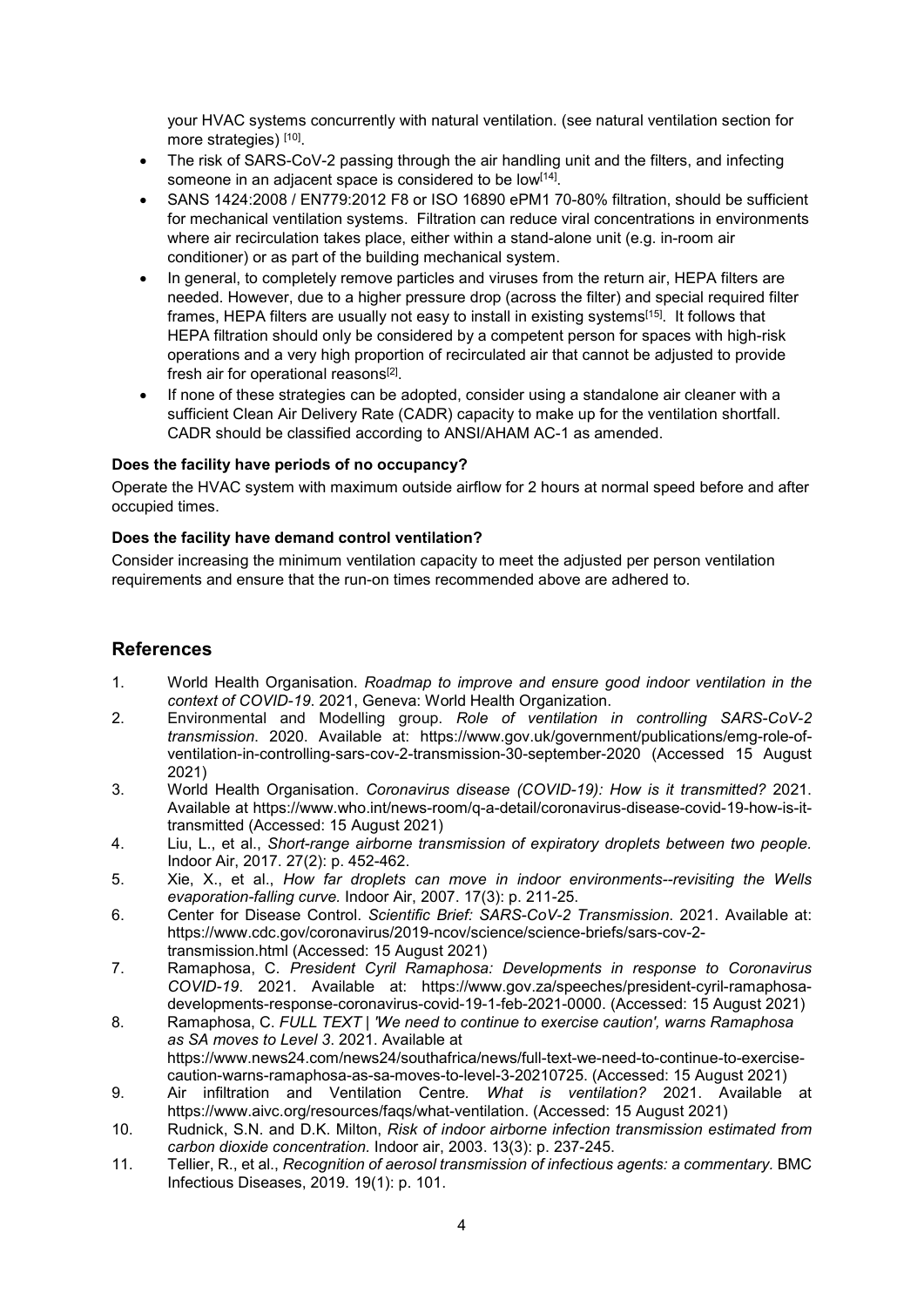your HVAC systems concurrently with natural ventilation. (see natural ventilation section for more strategies) [10].

- The risk of SARS-CoV-2 passing through the air handling unit and the filters, and infecting someone in an adjacent space is considered to be low[14].
- SANS 1424:2008 / EN779:2012 F8 or ISO 16890 ePM1 70-80% filtration, should be sufficient for mechanical ventilation systems. Filtration can reduce viral concentrations in environments where air recirculation takes place, either within a stand-alone unit (e.g. in-room air conditioner) or as part of the building mechanical system.
- In general, to completely remove particles and viruses from the return air, HEPA filters are needed. However, due to a higher pressure drop (across the filter) and special required filter frames, HEPA filters are usually not easy to install in existing systems[15]. It follows that HEPA filtration should only be considered by a competent person for spaces with high-risk operations and a very high proportion of recirculated air that cannot be adjusted to provide fresh air for operational reasons[2].
- If none of these strategies can be adopted, consider using a standalone air cleaner with a sufficient Clean Air Delivery Rate (CADR) capacity to make up for the ventilation shortfall. CADR should be classified according to ANSI/AHAM AC-1 as amended.

**Does the facility have periods of no occupancy?**

Operate the HVAC system with maximum outside airflow for 2 hours at normal speed before and after occupied times.

**Does the facility have demand control ventilation?**

Consider increasing the minimum ventilation capacity to meet the adjusted per person ventilation requirements and ensure that the run-on times recommended above are adhered to.

## References

1. World Health Organisation. *Roadmap to improve and ensure good indoor ventilation in the context of COVID-19*. 2021, Geneva: World Health Organization.
2. Environmental and Modelling group. *Role of ventilation in controlling SARS-CoV-2 transmission*. 2020. Available at: https://www.gov.uk/government/publications/emg-role-of-ventilation-in-controlling-sars-cov-2-transmission-30-september-2020 (Accessed 15 August 2021)
3. World Health Organisation. *Coronavirus disease (COVID-19): How is it transmitted?* 2021. Available at https://www.who.int/news-room/q-a-detail/coronavirus-disease-covid-19-how-is-it-transmitted (Accessed: 15 August 2021)
4. Liu, L., et al., *Short-range airborne transmission of expiratory droplets between two people.* Indoor Air, 2017. 27(2): p. 452-462.
5. Xie, X., et al., *How far droplets can move in indoor environments--revisiting the Wells evaporation-falling curve.* Indoor Air, 2007. 17(3): p. 211-25.
6. Center for Disease Control. *Scientific Brief: SARS-CoV-2 Transmission*. 2021. Available at: https://www.cdc.gov/coronavirus/2019-ncov/science/science-briefs/sars-cov-2-transmission.html (Accessed: 15 August 2021)
7. Ramaphosa, C. *President Cyril Ramaphosa: Developments in response to Coronavirus COVID-19*. 2021. Available at: https://www.gov.za/speeches/president-cyril-ramaphosa-developments-response-coronavirus-covid-19-1-feb-2021-0000. (Accessed: 15 August 2021)
8. Ramaphosa, C. *FULL TEXT | 'We need to continue to exercise caution', warns Ramaphosa as SA moves to Level 3*. 2021. Available at https://www.news24.com/news24/southafrica/news/full-text-we-need-to-continue-to-exercise-caution-warns-ramaphosa-as-sa-moves-to-level-3-20210725. (Accessed: 15 August 2021)
9. Air infiltration and Ventilation Centre. *What is ventilation?* 2021. Available at https://www.aivc.org/resources/faqs/what-ventilation. (Accessed: 15 August 2021)
10. Rudnick, S.N. and D.K. Milton, *Risk of indoor airborne infection transmission estimated from carbon dioxide concentration.* Indoor air, 2003. 13(3): p. 237-245.
11. Tellier, R., et al., *Recognition of aerosol transmission of infectious agents: a commentary.* BMC Infectious Diseases, 2019. 19(1): p. 101.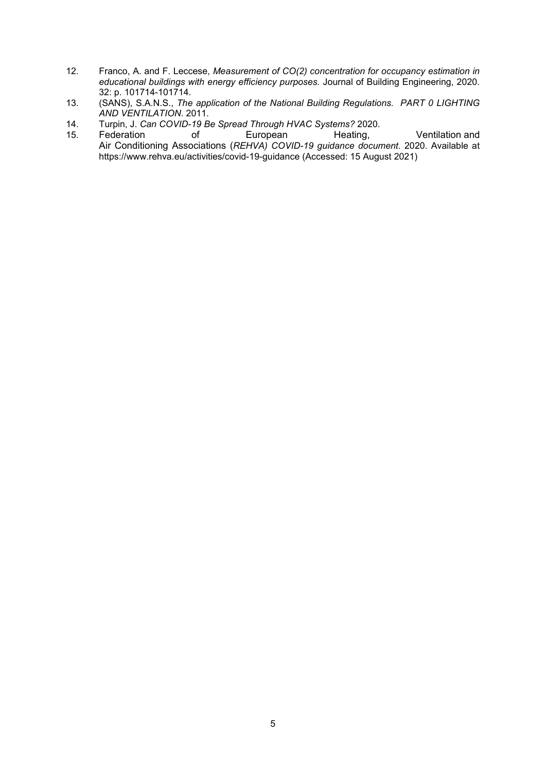12. Franco, A. and F. Leccese, *Measurement of CO(2) concentration for occupancy estimation in educational buildings with energy efficiency purposes.* Journal of Building Engineering, 2020. 32: p. 101714-101714.
13. (SANS), S.A.N.S., *The application of the National Building Regulations. PART 0 LIGHTING AND VENTILATION*. 2011.
14. Turpin, J. *Can COVID-19 Be Spread Through HVAC Systems?* 2020.
15. Federation of European Heating, Ventilation and Air Conditioning Associations (*REHVA) COVID-19 guidance document*. 2020. Available at https://www.rehva.eu/activities/covid-19-guidance (Accessed: 15 August 2021)